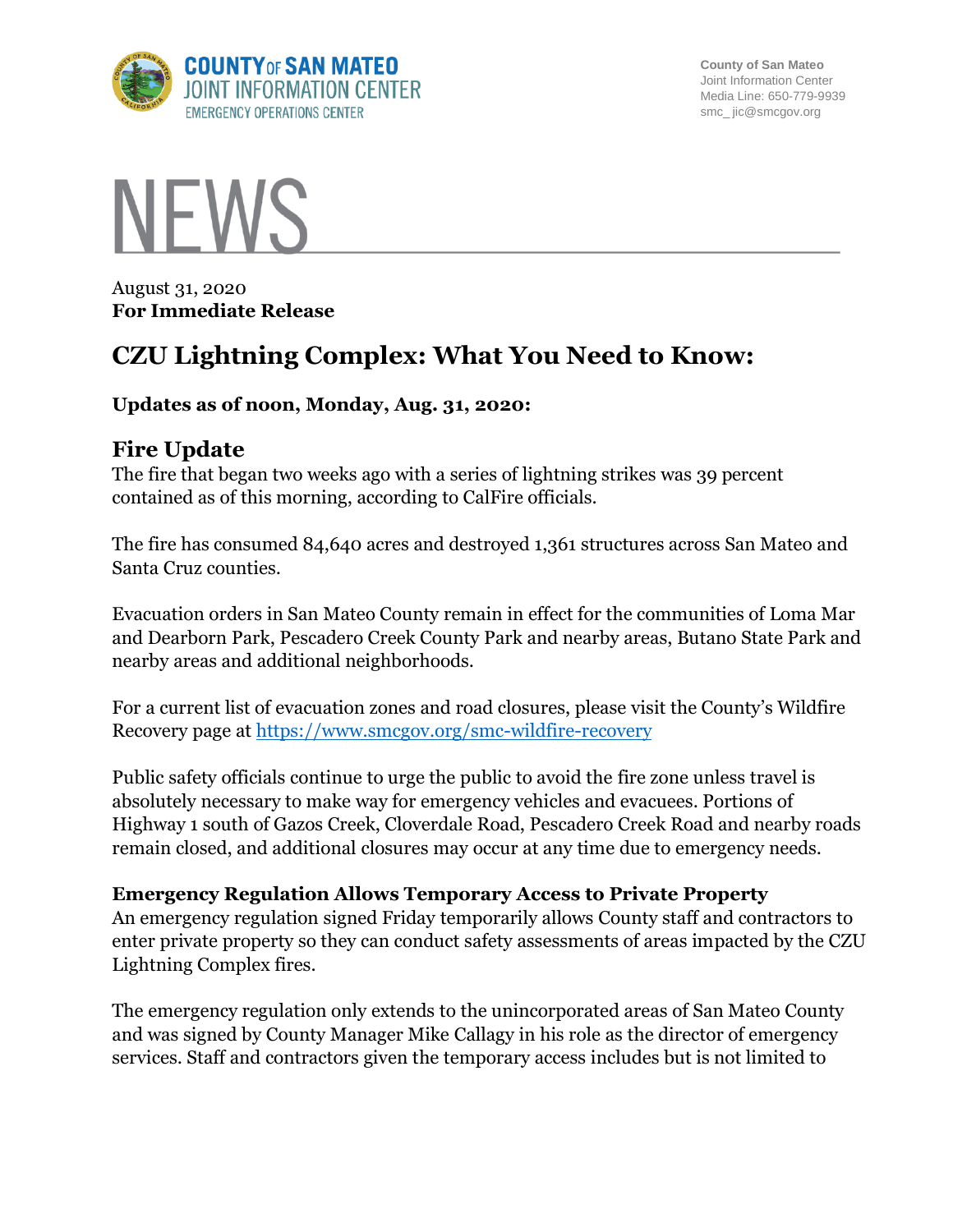County of San Mateo
Joint Information Center
Media Line: 650-779-9939
smc_ jic@smcgov.org

# NEWS

August 31, 2020
**For Immediate Release**

# CZU Lightning Complex: What You Need to Know:

**Updates as of noon, Monday, Aug. 31, 2020:**

## Fire Update

The fire that began two weeks ago with a series of lightning strikes was 39 percent contained as of this morning, according to CalFire officials.

The fire has consumed 84,640 acres and destroyed 1,361 structures across San Mateo and Santa Cruz counties.

Evacuation orders in San Mateo County remain in effect for the communities of Loma Mar and Dearborn Park, Pescadero Creek County Park and nearby areas, Butano State Park and nearby areas and additional neighborhoods.

For a current list of evacuation zones and road closures, please visit the County's Wildfire Recovery page at https://www.smcgov.org/smc-wildfire-recovery

Public safety officials continue to urge the public to avoid the fire zone unless travel is absolutely necessary to make way for emergency vehicles and evacuees. Portions of Highway 1 south of Gazos Creek, Cloverdale Road, Pescadero Creek Road and nearby roads remain closed, and additional closures may occur at any time due to emergency needs.

### Emergency Regulation Allows Temporary Access to Private Property

An emergency regulation signed Friday temporarily allows County staff and contractors to enter private property so they can conduct safety assessments of areas impacted by the CZU Lightning Complex fires.

The emergency regulation only extends to the unincorporated areas of San Mateo County and was signed by County Manager Mike Callagy in his role as the director of emergency services. Staff and contractors given the temporary access includes but is not limited to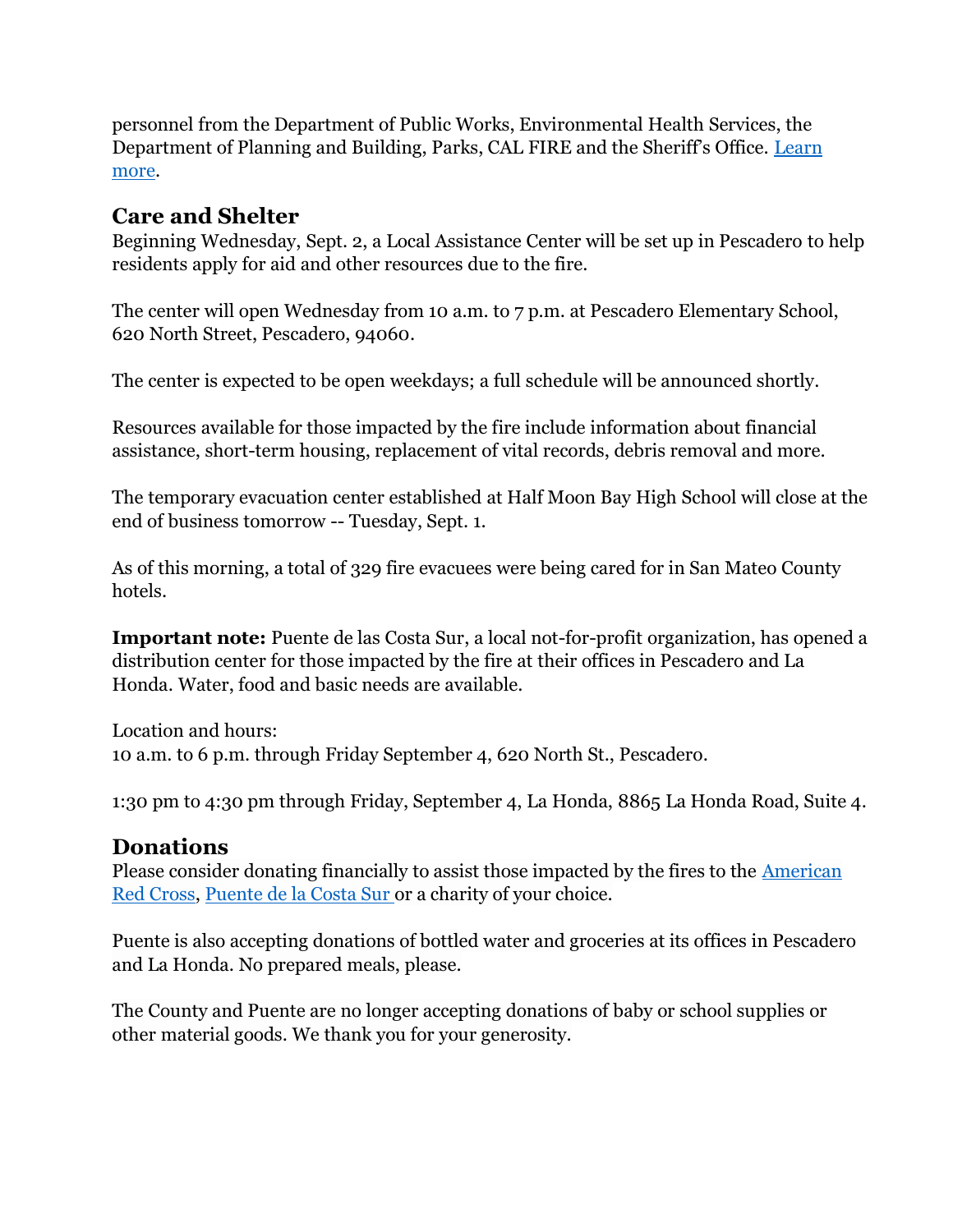personnel from the Department of Public Works, Environmental Health Services, the Department of Planning and Building, Parks, CAL FIRE and the Sheriff's Office. [Learn more](#).

## Care and Shelter

Beginning Wednesday, Sept. 2, a Local Assistance Center will be set up in Pescadero to help residents apply for aid and other resources due to the fire.

The center will open Wednesday from 10 a.m. to 7 p.m. at Pescadero Elementary School, 620 North Street, Pescadero, 94060.

The center is expected to be open weekdays; a full schedule will be announced shortly.

Resources available for those impacted by the fire include information about financial assistance, short-term housing, replacement of vital records, debris removal and more.

The temporary evacuation center established at Half Moon Bay High School will close at the end of business tomorrow -- Tuesday, Sept. 1.

As of this morning, a total of 329 fire evacuees were being cared for in San Mateo County hotels.

**Important note:** Puente de las Costa Sur, a local not-for-profit organization, has opened a distribution center for those impacted by the fire at their offices in Pescadero and La Honda. Water, food and basic needs are available.

Location and hours:
10 a.m. to 6 p.m. through Friday September 4, 620 North St., Pescadero.

1:30 pm to 4:30 pm through Friday, September 4, La Honda, 8865 La Honda Road, Suite 4.

## Donations

Please consider donating financially to assist those impacted by the fires to the [American Red Cross](#), [Puente de la Costa Sur](#) or a charity of your choice.

Puente is also accepting donations of bottled water and groceries at its offices in Pescadero and La Honda. No prepared meals, please.

The County and Puente are no longer accepting donations of baby or school supplies or other material goods. We thank you for your generosity.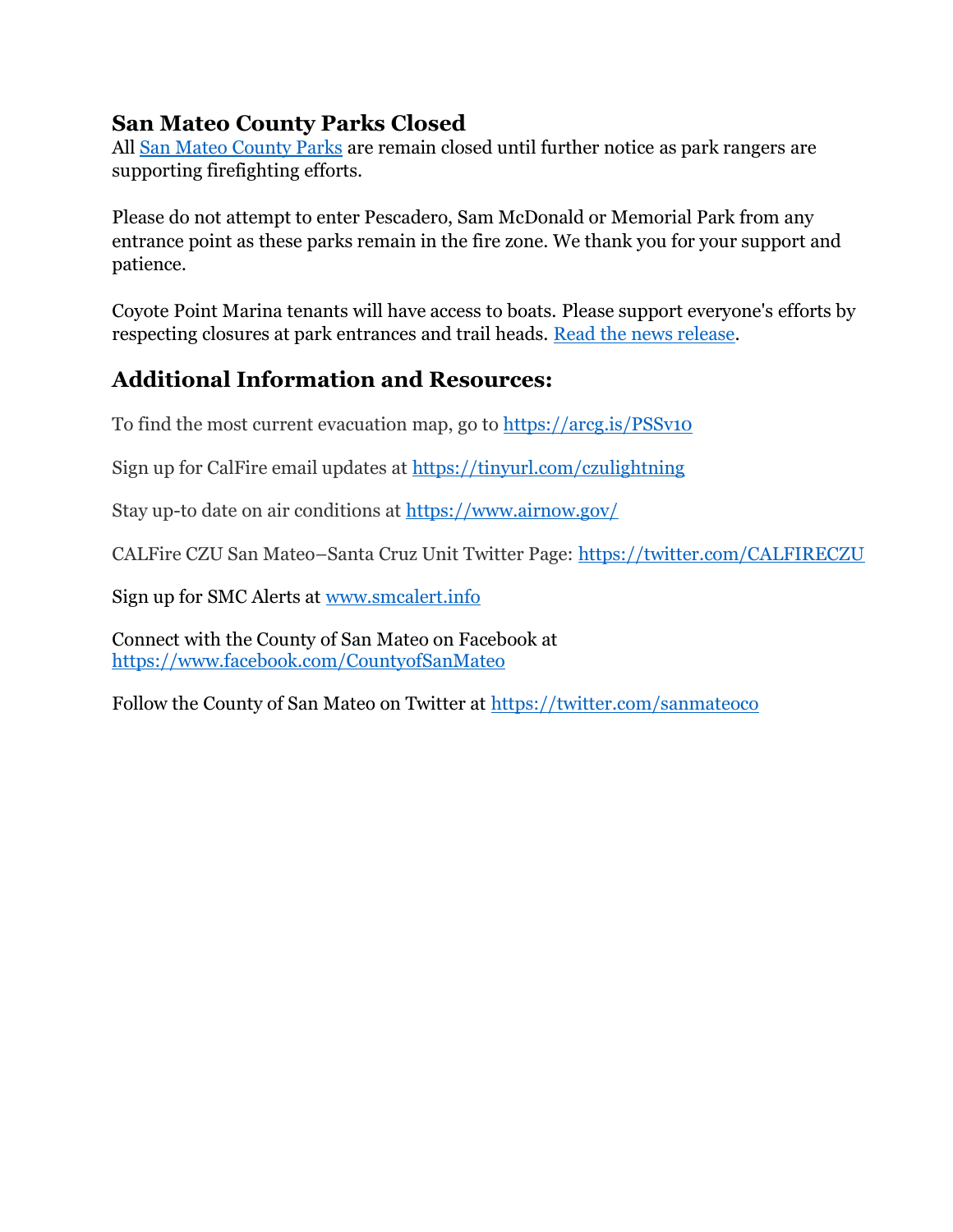## San Mateo County Parks Closed

All [San Mateo County Parks](San Mateo County Parks) are remain closed until further notice as park rangers are supporting firefighting efforts.

Please do not attempt to enter Pescadero, Sam McDonald or Memorial Park from any entrance point as these parks remain in the fire zone. We thank you for your support and patience.

Coyote Point Marina tenants will have access to boats. Please support everyone's efforts by respecting closures at park entrances and trail heads. Read the news release.

## Additional Information and Resources:

To find the most current evacuation map, go to https://arcg.is/PSSv10

Sign up for CalFire email updates at https://tinyurl.com/czulightning

Stay up-to date on air conditions at https://www.airnow.gov/

CALFire CZU San Mateo–Santa Cruz Unit Twitter Page: https://twitter.com/CALFIRECZU

Sign up for SMC Alerts at www.smcalert.info

Connect with the County of San Mateo on Facebook at https://www.facebook.com/CountyofSanMateo

Follow the County of San Mateo on Twitter at https://twitter.com/sanmateoco